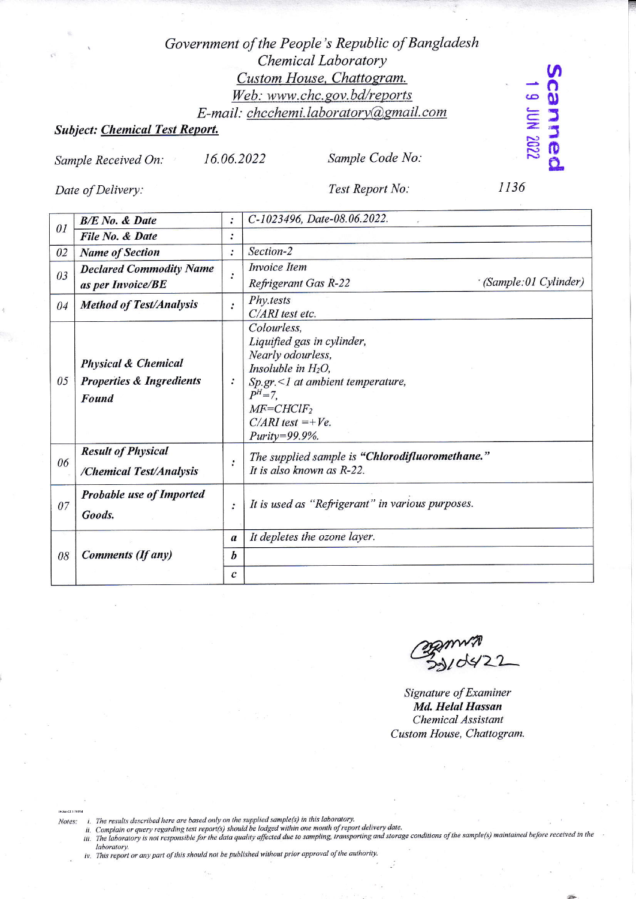Government of the People's Republic of Bangladesh
Chemical Laboratory
Custom House, Chattogram.
Web: www.chc.gov.bd/reports
E-mail: chcchemi.laboratory@gmail.com

Scanned 19 JUN 2022

**Subject: Chemical Test Report.**

Sample Received On: 16.06.2022 Sample Code No:

Date of Delivery: Test Report No: 1136

| | | | |
|---|---|---|---|
| 01 | **B/E No. & Date** | : | C-1023496, Date-08.06.2022. |
| | **File No. & Date** | : | |
| 02 | **Name of Section** | : | Section-2 |
| 03 | **Declared Commodity Name as per Invoice/BE** | : | Invoice Item<br>Refrigerant Gas R-22 (Sample:01 Cylinder) |
| 04 | **Method of Test/Analysis** | : | Phy.tests<br>C/ARI test etc. |
| 05 | **Physical & Chemical Properties & Ingredients Found** | : | Colourless,<br>Liquified gas in cylinder,<br>Nearly odourless,<br>Insoluble in $H_2O$,<br>Sp.gr.<1 at ambient temperature,<br>$P^H$=7,<br>MF=$CHClF_2$<br>C/ARI test =+Ve.<br>Purity=99.9%. |
| 06 | **Result of Physical /Chemical Test/Analysis** | : | The supplied sample is **"Chlorodifluoromethane."**<br>It is also known as R-22. |
| 07 | **Probable use of Imported Goods.** | : | It is used as "Refrigerant" in various purposes. |
| 08 | **Comments (If any)** | a | It depletes the ozone layer. |
| | | b | |
| | | c | |

Signature of Examiner
**Md. Helal Hassan**
Chemical Assistant
Custom House, Chattogram.

Notes:
i. The results described here are based only on the supplied sample(s) in this laboratory.
ii. Complain or query regarding test report(s) should be lodged within one month of report delivery date.
iii. The laboratory is not responsible for the data quality affected due to sampling, transporting and storage conditions of the sample(s) maintained before received in the laboratory.
iv. This report or any part of this should not be published without prior approval of the authority.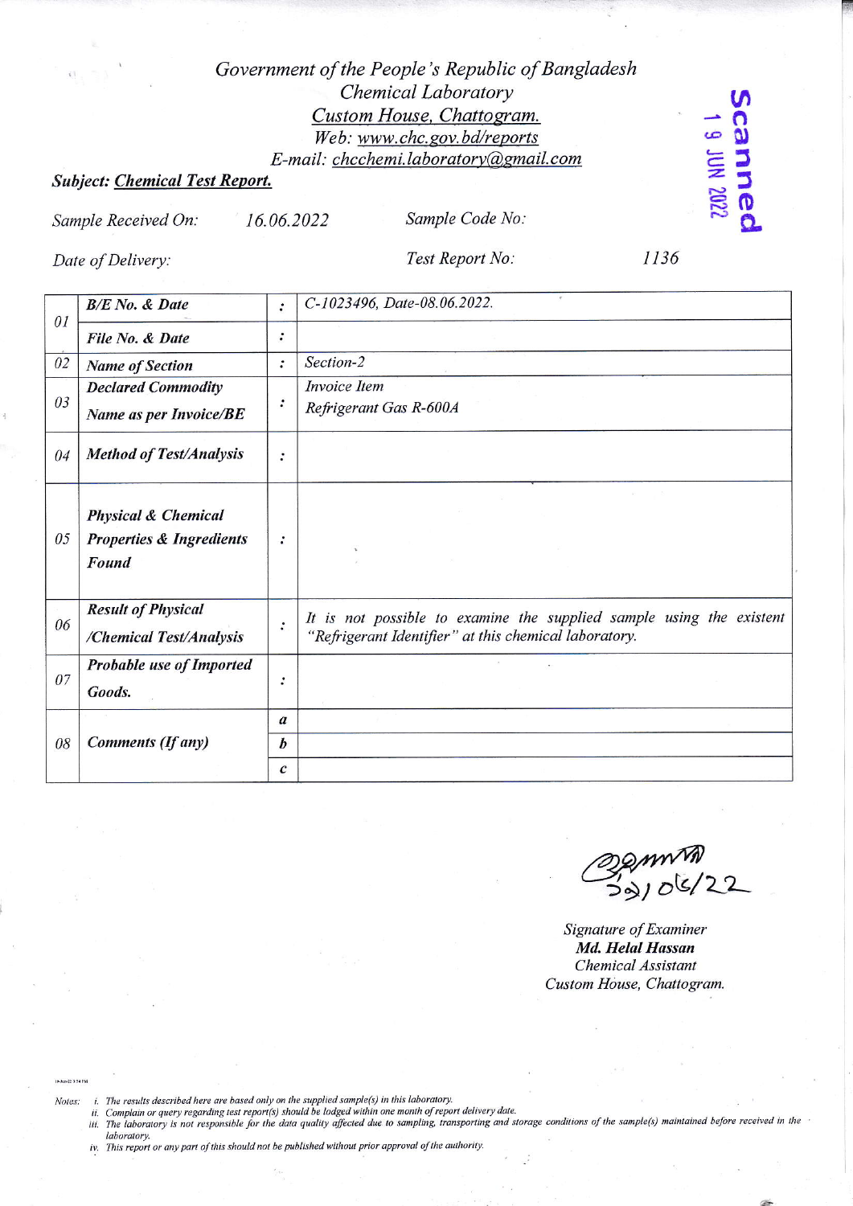*Government of the People's Republic of Bangladesh*
*Chemical Laboratory*
*Custom House, Chattogram.*
*Web: www.chc.gov.bd/reports*
*E-mail: chcchemi.laboratory@gmail.com*

Scanned
19 JUN 2022

***Subject: Chemical Test Report.***

*Sample Received On:* 16.06.2022 *Sample Code No:*

*Date of Delivery:* *Test Report No:* 1136

| | | | |
|---|---|---|---|
| 01 | ***B/E No. & Date*** | : | C-1023496, Date-08.06.2022. |
| | ***File No. & Date*** | : | |
| 02 | ***Name of Section*** | : | Section-2 |
| 03 | ***Declared Commodity Name as per Invoice/BE*** | : | Invoice Item<br>Refrigerant Gas R-600A |
| 04 | ***Method of Test/Analysis*** | : | |
| 05 | ***Physical & Chemical Properties & Ingredients Found*** | : | |
| 06 | ***Result of Physical /Chemical Test/Analysis*** | : | It is not possible to examine the supplied sample using the existent "Refrigerant Identifier" at this chemical laboratory. |
| 07 | ***Probable use of Imported Goods.*** | : | |
| 08 | ***Comments (If any)*** | a | |
| | | b | |
| | | c | |

১৯/০৬/22

*Signature of Examiner*
***Md. Helal Hassan***
*Chemical Assistant*
*Custom House, Chattogram.*

*Notes:*
*i. The results described here are based only on the supplied sample(s) in this laboratory.*
*ii. Complain or query regarding test report(s) should be lodged within one month of report delivery date.*
*iii. The laboratory is not responsible for the data quality affected due to sampling, transporting and storage conditions of the sample(s) maintained before received in the laboratory.*
*iv. This report or any part of this should not be published without prior approval of the authority.*